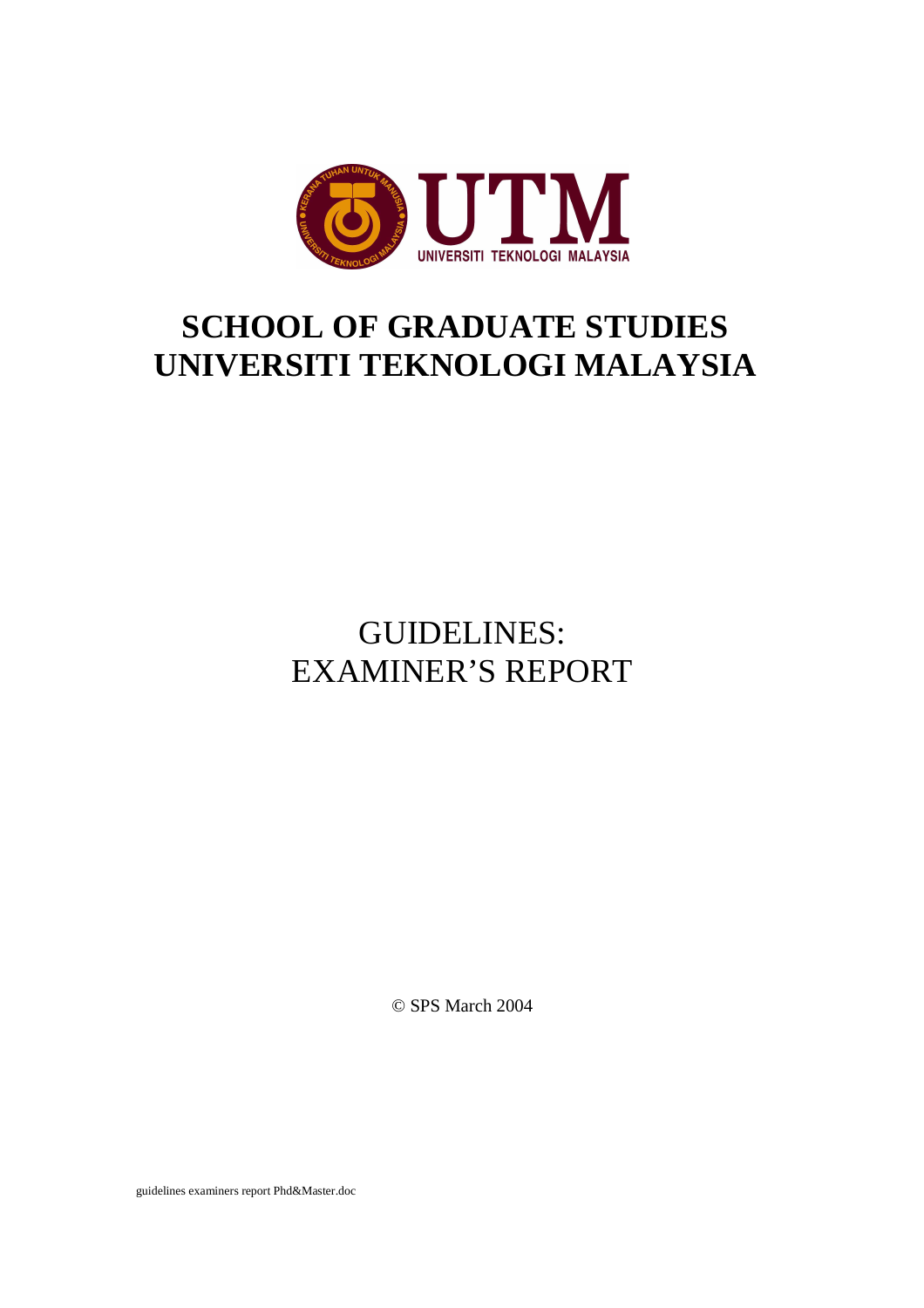# SCHOOL OF GRADUATE STUDIES
# UNIVERSITI TEKNOLOGI MALAYSIA

## GUIDELINES:
## EXAMINER'S REPORT

© SPS March 2004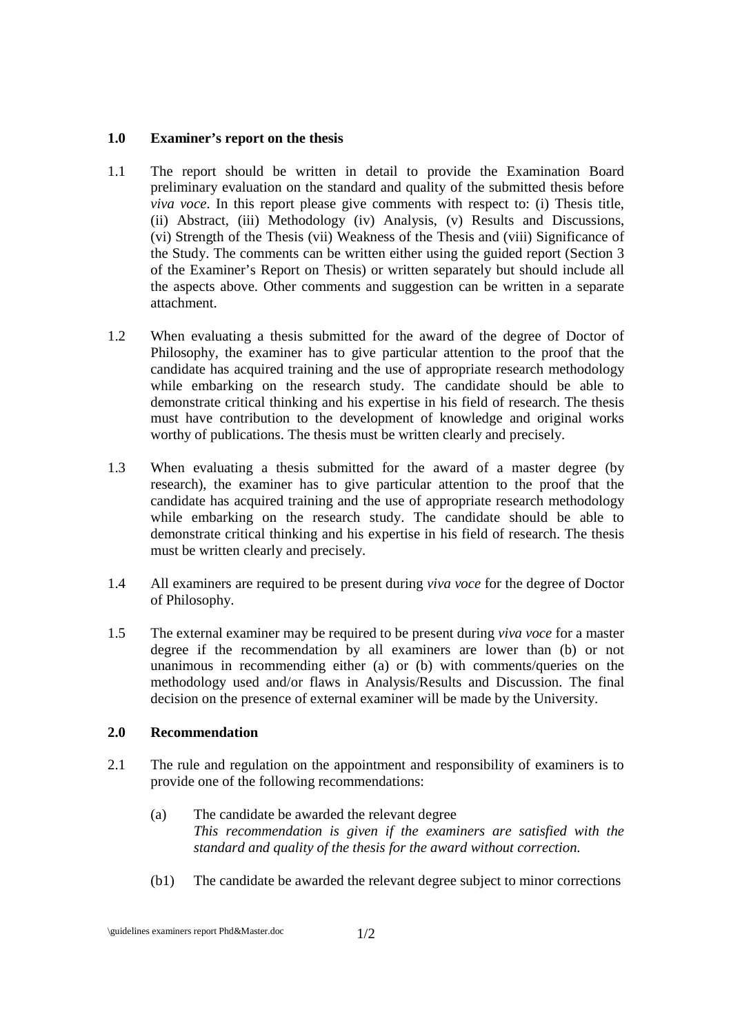## 1.0 Examiner's report on the thesis

1.1 The report should be written in detail to provide the Examination Board preliminary evaluation on the standard and quality of the submitted thesis before *viva voce*. In this report please give comments with respect to: (i) Thesis title, (ii) Abstract, (iii) Methodology (iv) Analysis, (v) Results and Discussions, (vi) Strength of the Thesis (vii) Weakness of the Thesis and (viii) Significance of the Study. The comments can be written either using the guided report (Section 3 of the Examiner's Report on Thesis) or written separately but should include all the aspects above. Other comments and suggestion can be written in a separate attachment.

1.2 When evaluating a thesis submitted for the award of the degree of Doctor of Philosophy, the examiner has to give particular attention to the proof that the candidate has acquired training and the use of appropriate research methodology while embarking on the research study. The candidate should be able to demonstrate critical thinking and his expertise in his field of research. The thesis must have contribution to the development of knowledge and original works worthy of publications. The thesis must be written clearly and precisely.

1.3 When evaluating a thesis submitted for the award of a master degree (by research), the examiner has to give particular attention to the proof that the candidate has acquired training and the use of appropriate research methodology while embarking on the research study. The candidate should be able to demonstrate critical thinking and his expertise in his field of research. The thesis must be written clearly and precisely.

1.4 All examiners are required to be present during *viva voce* for the degree of Doctor of Philosophy.

1.5 The external examiner may be required to be present during *viva voce* for a master degree if the recommendation by all examiners are lower than (b) or not unanimous in recommending either (a) or (b) with comments/queries on the methodology used and/or flaws in Analysis/Results and Discussion. The final decision on the presence of external examiner will be made by the University.

## 2.0 Recommendation

2.1 The rule and regulation on the appointment and responsibility of examiners is to provide one of the following recommendations:

(a) The candidate be awarded the relevant degree
*This recommendation is given if the examiners are satisfied with the standard and quality of the thesis for the award without correction.*

(b1) The candidate be awarded the relevant degree subject to minor corrections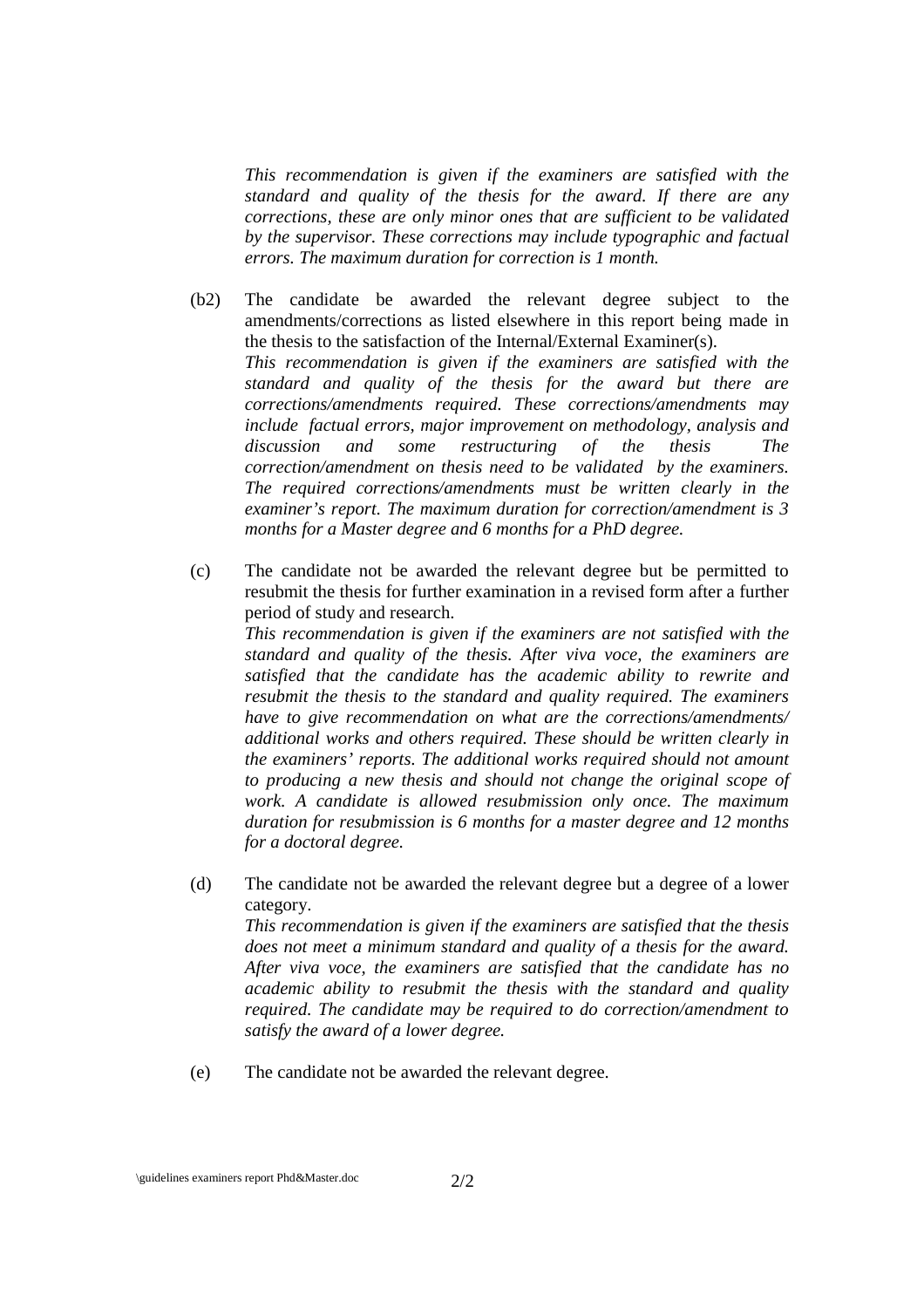*This recommendation is given if the examiners are satisfied with the standard and quality of the thesis for the award. If there are any corrections, these are only minor ones that are sufficient to be validated by the supervisor. These corrections may include typographic and factual errors. The maximum duration for correction is 1 month.*

(b2) The candidate be awarded the relevant degree subject to the amendments/corrections as listed elsewhere in this report being made in the thesis to the satisfaction of the Internal/External Examiner(s).
*This recommendation is given if the examiners are satisfied with the standard and quality of the thesis for the award but there are corrections/amendments required. These corrections/amendments may include factual errors, major improvement on methodology, analysis and discussion and some restructuring of the thesis The correction/amendment on thesis need to be validated by the examiners. The required corrections/amendments must be written clearly in the examiner's report. The maximum duration for correction/amendment is 3 months for a Master degree and 6 months for a PhD degree.*

(c) The candidate not be awarded the relevant degree but be permitted to resubmit the thesis for further examination in a revised form after a further period of study and research.
*This recommendation is given if the examiners are not satisfied with the standard and quality of the thesis. After viva voce, the examiners are satisfied that the candidate has the academic ability to rewrite and resubmit the thesis to the standard and quality required. The examiners have to give recommendation on what are the corrections/amendments/ additional works and others required. These should be written clearly in the examiners' reports. The additional works required should not amount to producing a new thesis and should not change the original scope of work. A candidate is allowed resubmission only once. The maximum duration for resubmission is 6 months for a master degree and 12 months for a doctoral degree.*

(d) The candidate not be awarded the relevant degree but a degree of a lower category.
*This recommendation is given if the examiners are satisfied that the thesis does not meet a minimum standard and quality of a thesis for the award. After viva voce, the examiners are satisfied that the candidate has no academic ability to resubmit the thesis with the standard and quality required. The candidate may be required to do correction/amendment to satisfy the award of a lower degree.*

(e) The candidate not be awarded the relevant degree.